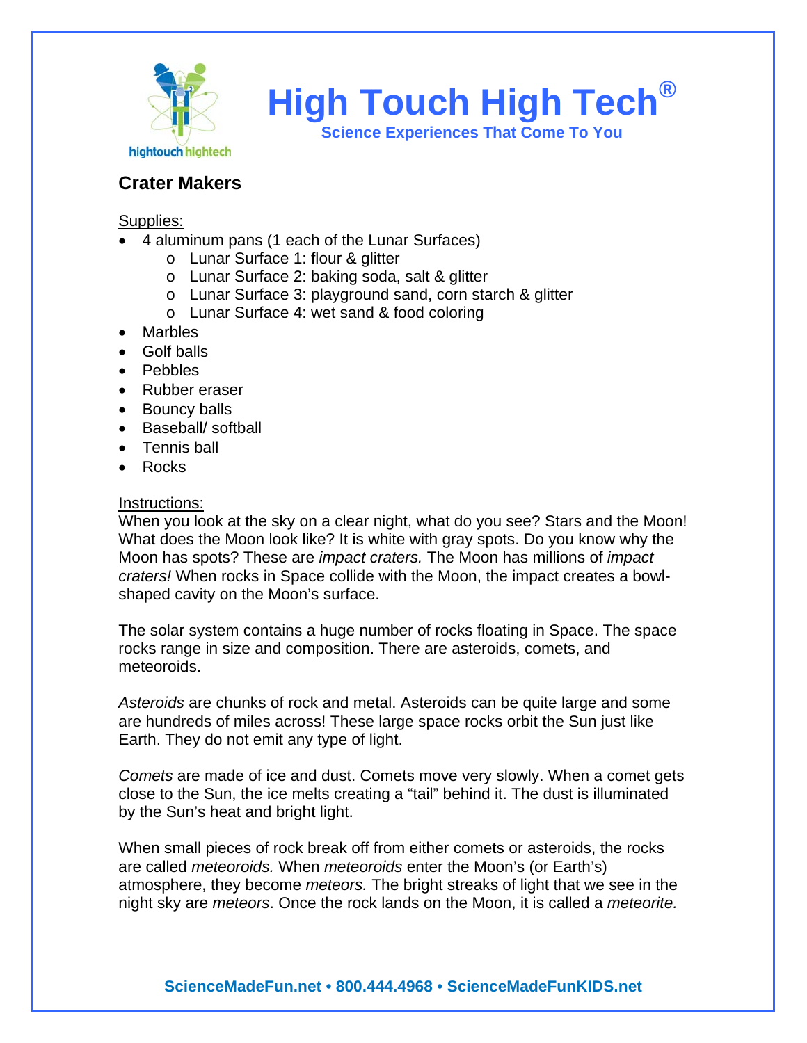# High Touch High Tech®

**Science Experiences That Come To You**

## Crater Makers

Supplies:

- 4 aluminum pans (1 each of the Lunar Surfaces)
  - Lunar Surface 1: flour & glitter
  - Lunar Surface 2: baking soda, salt & glitter
  - Lunar Surface 3: playground sand, corn starch & glitter
  - Lunar Surface 4: wet sand & food coloring
- Marbles
- Golf balls
- Pebbles
- Rubber eraser
- Bouncy balls
- Baseball/ softball
- Tennis ball
- Rocks

Instructions:

When you look at the sky on a clear night, what do you see? Stars and the Moon! What does the Moon look like? It is white with gray spots. Do you know why the Moon has spots? These are *impact craters.* The Moon has millions of *impact craters!* When rocks in Space collide with the Moon, the impact creates a bowl-shaped cavity on the Moon's surface.

The solar system contains a huge number of rocks floating in Space. The space rocks range in size and composition. There are asteroids, comets, and meteoroids.

*Asteroids* are chunks of rock and metal. Asteroids can be quite large and some are hundreds of miles across! These large space rocks orbit the Sun just like Earth. They do not emit any type of light.

*Comets* are made of ice and dust. Comets move very slowly. When a comet gets close to the Sun, the ice melts creating a "tail" behind it. The dust is illuminated by the Sun's heat and bright light.

When small pieces of rock break off from either comets or asteroids, the rocks are called *meteoroids.* When *meteoroids* enter the Moon's (or Earth's) atmosphere, they become *meteors.* The bright streaks of light that we see in the night sky are *meteors*. Once the rock lands on the Moon, it is called a *meteorite.*

**ScienceMadeFun.net • 800.444.4968 • ScienceMadeFunKIDS.net**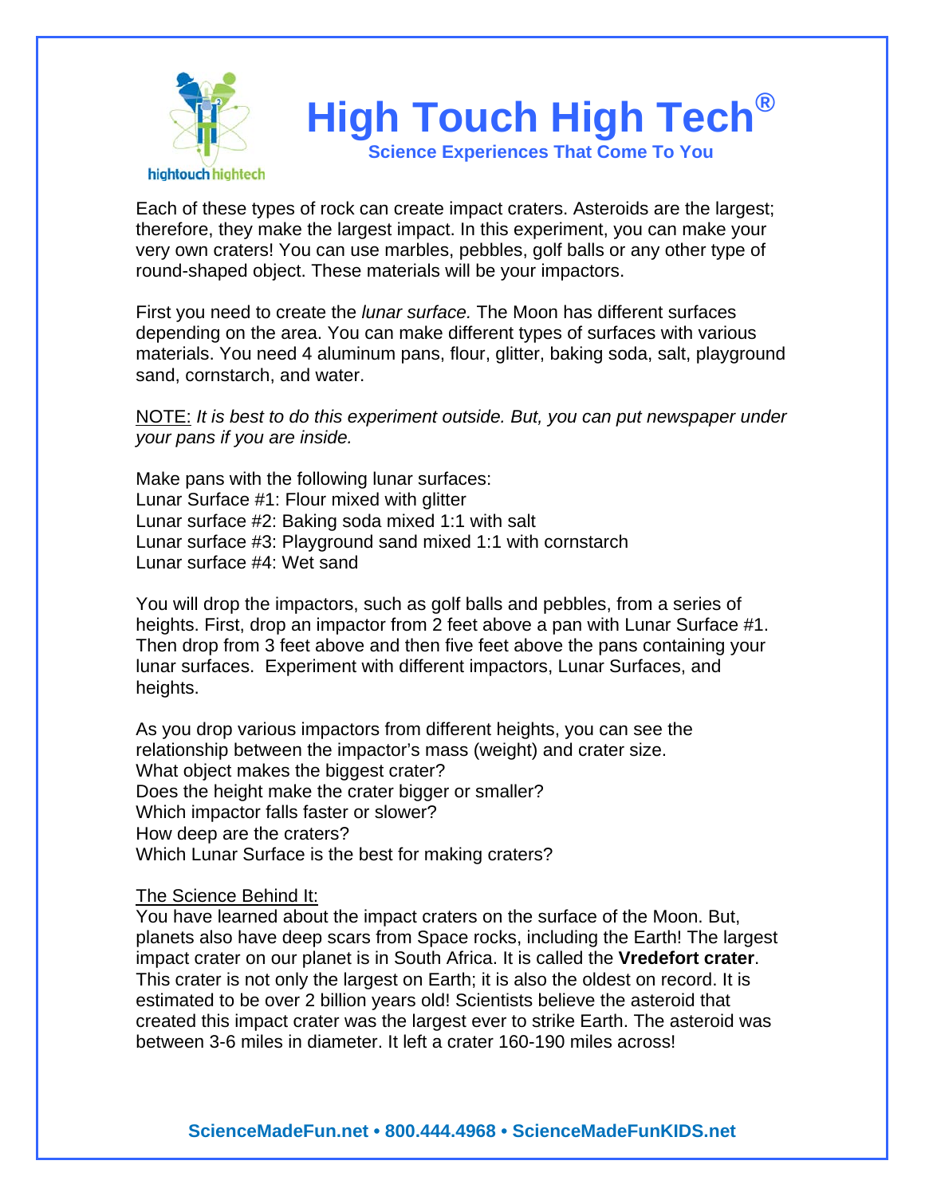Each of these types of rock can create impact craters. Asteroids are the largest; therefore, they make the largest impact. In this experiment, you can make your very own craters! You can use marbles, pebbles, golf balls or any other type of round-shaped object. These materials will be your impactors.

First you need to create the *lunar surface.* The Moon has different surfaces depending on the area. You can make different types of surfaces with various materials. You need 4 aluminum pans, flour, glitter, baking soda, salt, playground sand, cornstarch, and water.

<u>NOTE:</u> *It is best to do this experiment outside. But, you can put newspaper under your pans if you are inside.*

Make pans with the following lunar surfaces:
Lunar Surface #1: Flour mixed with glitter
Lunar surface #2: Baking soda mixed 1:1 with salt
Lunar surface #3: Playground sand mixed 1:1 with cornstarch
Lunar surface #4: Wet sand

You will drop the impactors, such as golf balls and pebbles, from a series of heights. First, drop an impactor from 2 feet above a pan with Lunar Surface #1. Then drop from 3 feet above and then five feet above the pans containing your lunar surfaces. Experiment with different impactors, Lunar Surfaces, and heights.

As you drop various impactors from different heights, you can see the relationship between the impactor's mass (weight) and crater size.
What object makes the biggest crater?
Does the height make the crater bigger or smaller?
Which impactor falls faster or slower?
How deep are the craters?
Which Lunar Surface is the best for making craters?

<u>The Science Behind It:</u>
You have learned about the impact craters on the surface of the Moon. But, planets also have deep scars from Space rocks, including the Earth! The largest impact crater on our planet is in South Africa. It is called the **Vredefort crater**. This crater is not only the largest on Earth; it is also the oldest on record. It is estimated to be over 2 billion years old! Scientists believe the asteroid that created this impact crater was the largest ever to strike Earth. The asteroid was between 3-6 miles in diameter. It left a crater 160-190 miles across!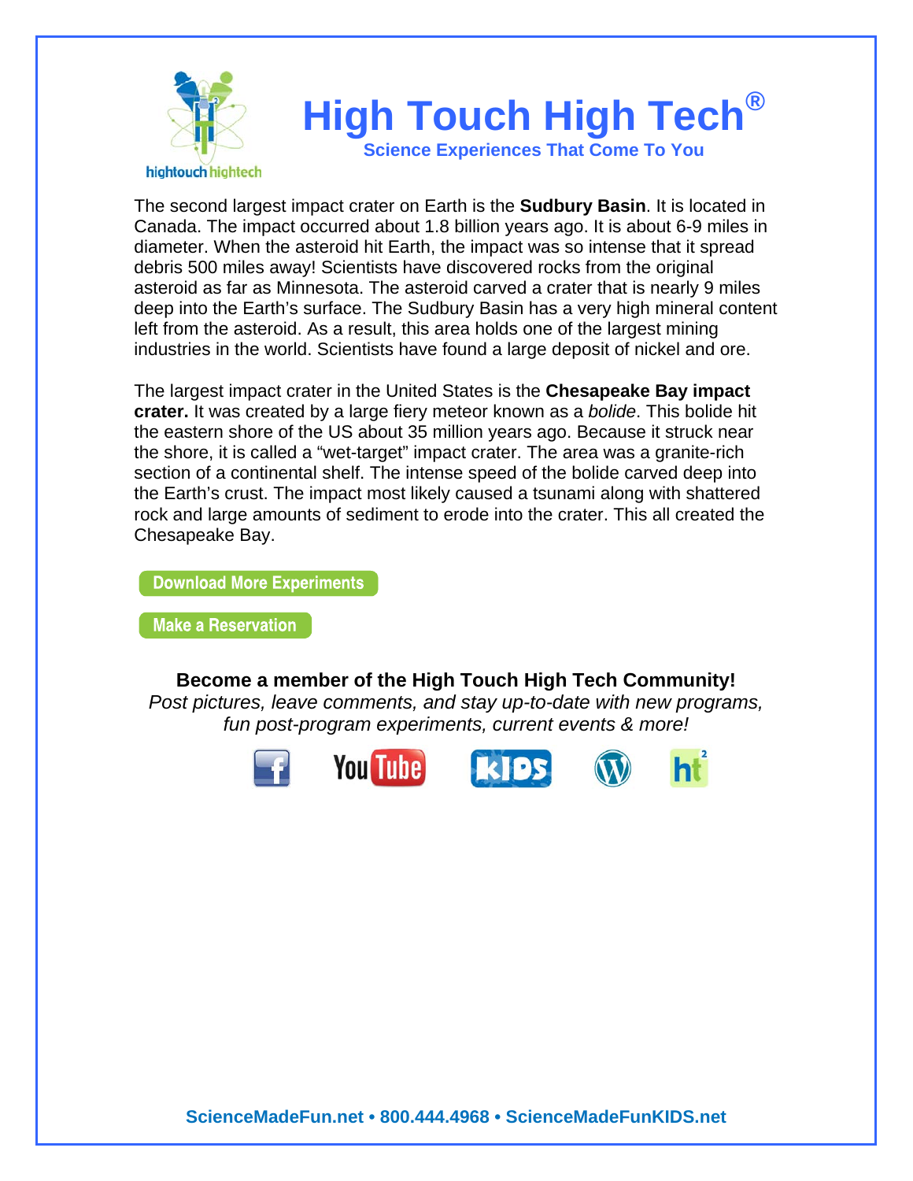# High Touch High Tech®

**Science Experiences That Come To You**

The second largest impact crater on Earth is the **Sudbury Basin**. It is located in Canada. The impact occurred about 1.8 billion years ago. It is about 6-9 miles in diameter. When the asteroid hit Earth, the impact was so intense that it spread debris 500 miles away! Scientists have discovered rocks from the original asteroid as far as Minnesota. The asteroid carved a crater that is nearly 9 miles deep into the Earth's surface. The Sudbury Basin has a very high mineral content left from the asteroid. As a result, this area holds one of the largest mining industries in the world. Scientists have found a large deposit of nickel and ore.

The largest impact crater in the United States is the **Chesapeake Bay impact crater.** It was created by a large fiery meteor known as a *bolide*. This bolide hit the eastern shore of the US about 35 million years ago. Because it struck near the shore, it is called a "wet-target" impact crater. The area was a granite-rich section of a continental shelf. The intense speed of the bolide carved deep into the Earth's crust. The impact most likely caused a tsunami along with shattered rock and large amounts of sediment to erode into the crater. This all created the Chesapeake Bay.

Download More Experiments

Make a Reservation

**Become a member of the High Touch High Tech Community!**

*Post pictures, leave comments, and stay up-to-date with new programs, fun post-program experiments, current events & more!*

ScienceMadeFun.net • 800.444.4968 • ScienceMadeFunKIDS.net